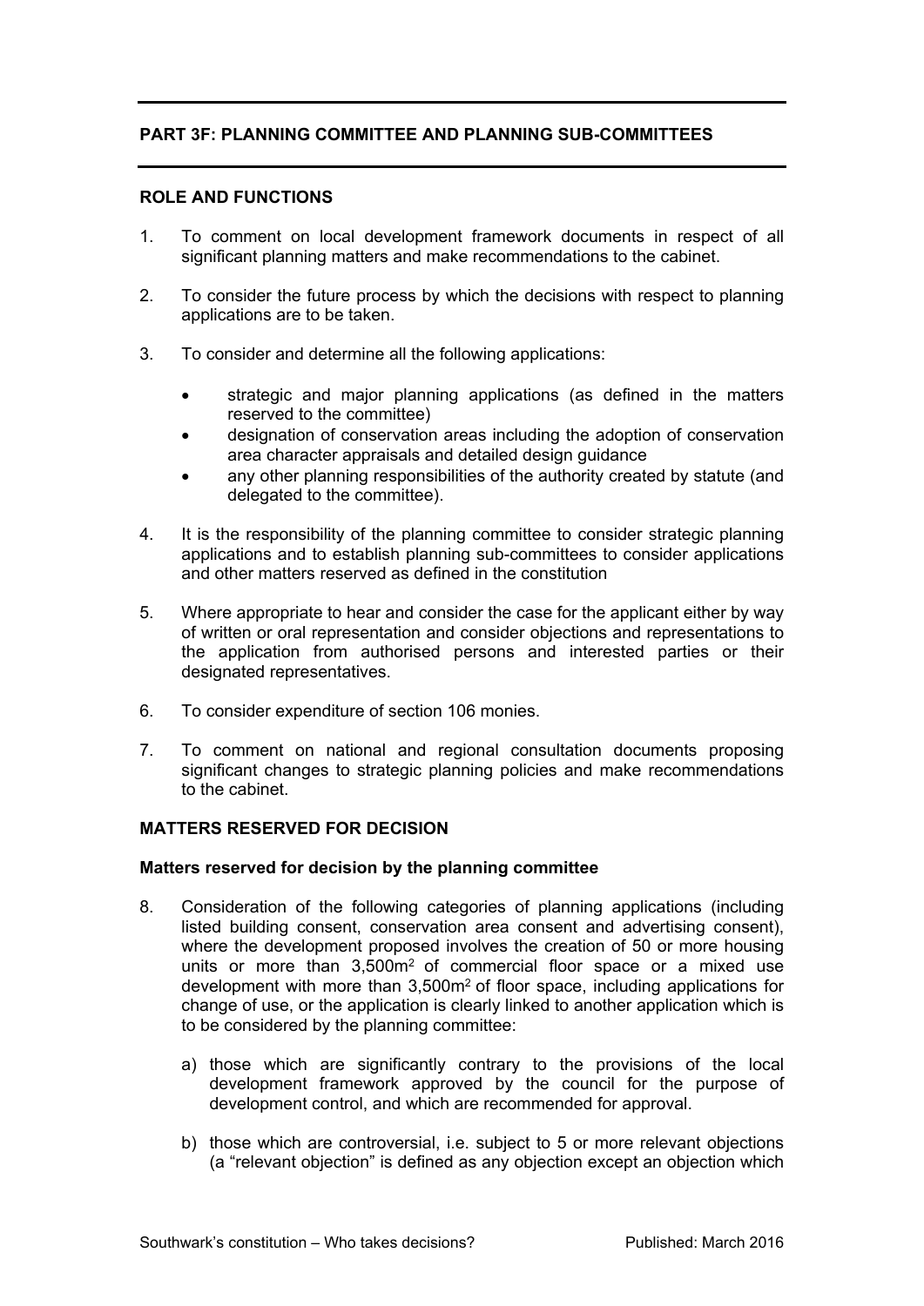## PART 3F: PLANNING COMMITTEE AND PLANNING SUB-COMMITTEES

### ROLE AND FUNCTIONS

1. To comment on local development framework documents in respect of all significant planning matters and make recommendations to the cabinet.

2. To consider the future process by which the decisions with respect to planning applications are to be taken.

3. To consider and determine all the following applications:

   - strategic and major planning applications (as defined in the matters reserved to the committee)
   - designation of conservation areas including the adoption of conservation area character appraisals and detailed design guidance
   - any other planning responsibilities of the authority created by statute (and delegated to the committee).

4. It is the responsibility of the planning committee to consider strategic planning applications and to establish planning sub-committees to consider applications and other matters reserved as defined in the constitution

5. Where appropriate to hear and consider the case for the applicant either by way of written or oral representation and consider objections and representations to the application from authorised persons and interested parties or their designated representatives.

6. To consider expenditure of section 106 monies.

7. To comment on national and regional consultation documents proposing significant changes to strategic planning policies and make recommendations to the cabinet.

### MATTERS RESERVED FOR DECISION

#### Matters reserved for decision by the planning committee

8. Consideration of the following categories of planning applications (including listed building consent, conservation area consent and advertising consent), where the development proposed involves the creation of 50 or more housing units or more than 3,500m$^2$ of commercial floor space or a mixed use development with more than 3,500m$^2$ of floor space, including applications for change of use, or the application is clearly linked to another application which is to be considered by the planning committee:

   a) those which are significantly contrary to the provisions of the local development framework approved by the council for the purpose of development control, and which are recommended for approval.

   b) those which are controversial, i.e. subject to 5 or more relevant objections (a "relevant objection" is defined as any objection except an objection which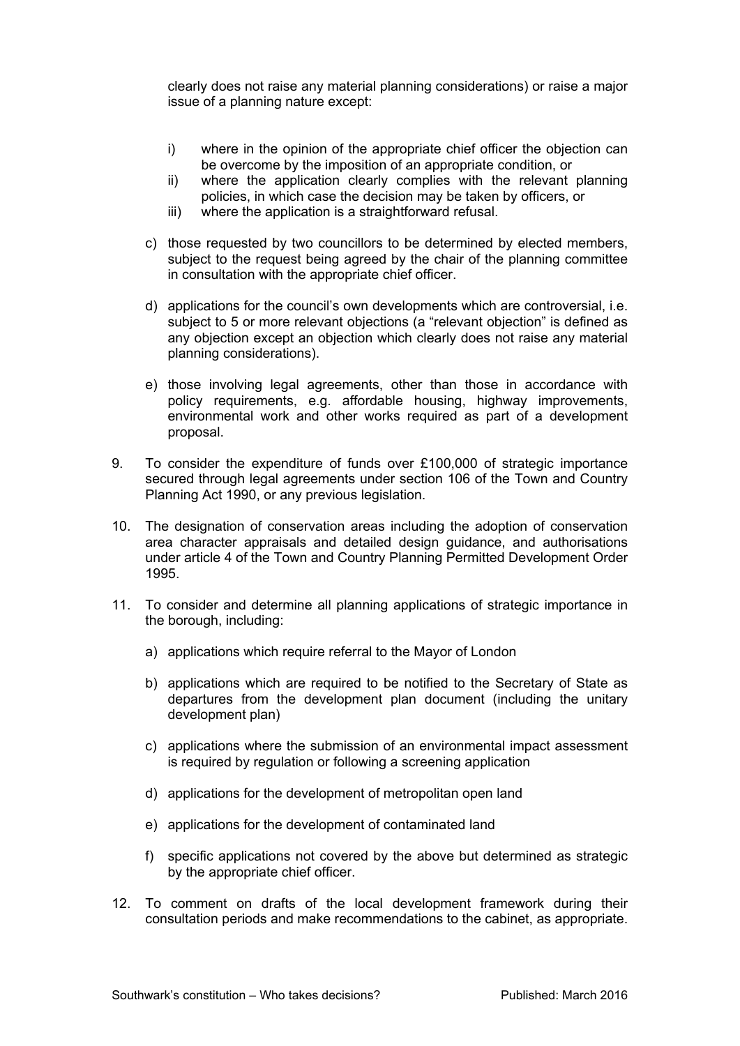clearly does not raise any material planning considerations) or raise a major issue of a planning nature except:

   i) where in the opinion of the appropriate chief officer the objection can be overcome by the imposition of an appropriate condition, or
   ii) where the application clearly complies with the relevant planning policies, in which case the decision may be taken by officers, or
   iii) where the application is a straightforward refusal.

c) those requested by two councillors to be determined by elected members, subject to the request being agreed by the chair of the planning committee in consultation with the appropriate chief officer.

d) applications for the council's own developments which are controversial, i.e. subject to 5 or more relevant objections (a "relevant objection" is defined as any objection except an objection which clearly does not raise any material planning considerations).

e) those involving legal agreements, other than those in accordance with policy requirements, e.g. affordable housing, highway improvements, environmental work and other works required as part of a development proposal.

9. To consider the expenditure of funds over £100,000 of strategic importance secured through legal agreements under section 106 of the Town and Country Planning Act 1990, or any previous legislation.

10. The designation of conservation areas including the adoption of conservation area character appraisals and detailed design guidance, and authorisations under article 4 of the Town and Country Planning Permitted Development Order 1995.

11. To consider and determine all planning applications of strategic importance in the borough, including:

    a) applications which require referral to the Mayor of London

    b) applications which are required to be notified to the Secretary of State as departures from the development plan document (including the unitary development plan)

    c) applications where the submission of an environmental impact assessment is required by regulation or following a screening application

    d) applications for the development of metropolitan open land

    e) applications for the development of contaminated land

    f) specific applications not covered by the above but determined as strategic by the appropriate chief officer.

12. To comment on drafts of the local development framework during their consultation periods and make recommendations to the cabinet, as appropriate.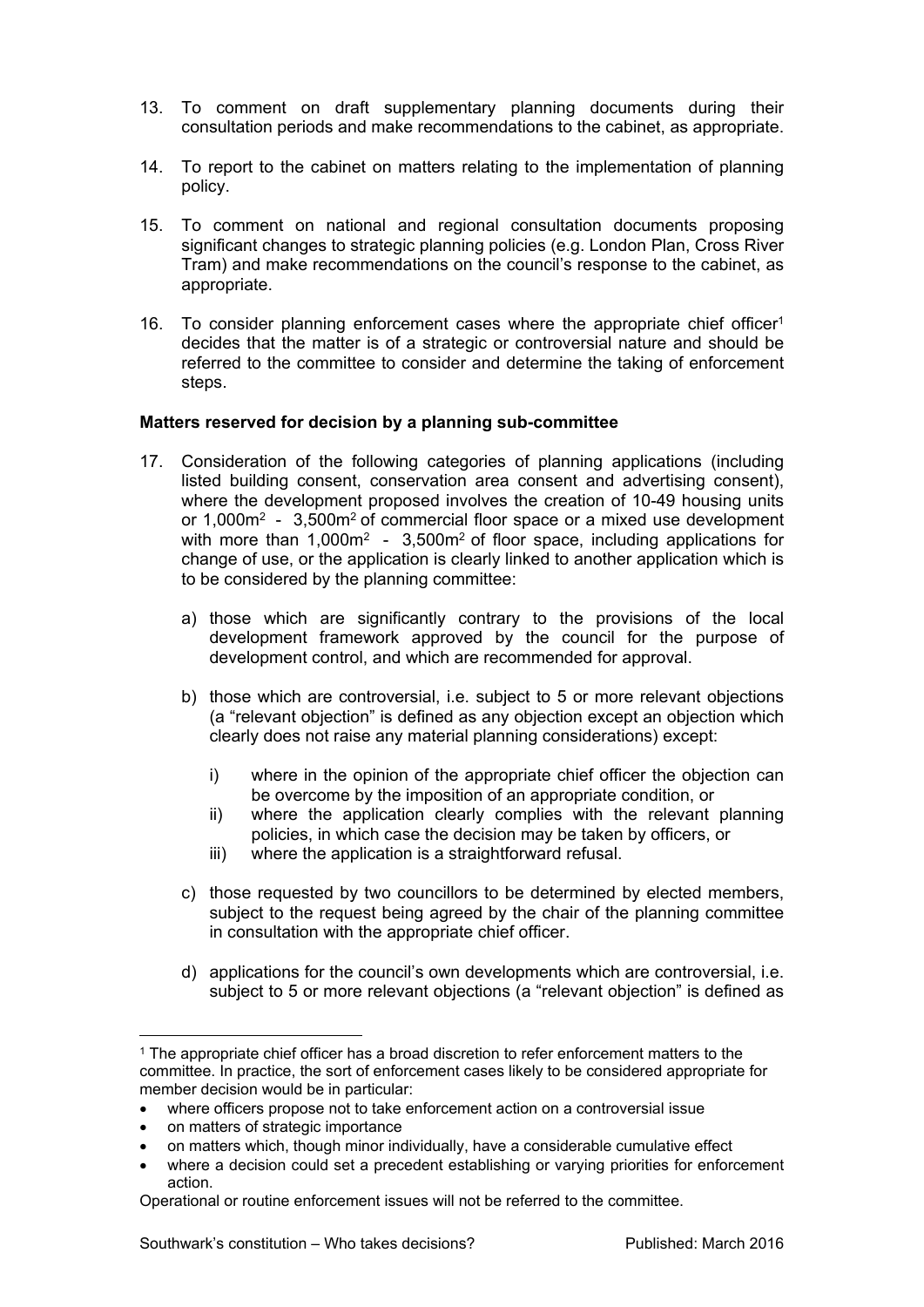13. To comment on draft supplementary planning documents during their consultation periods and make recommendations to the cabinet, as appropriate.

14. To report to the cabinet on matters relating to the implementation of planning policy.

15. To comment on national and regional consultation documents proposing significant changes to strategic planning policies (e.g. London Plan, Cross River Tram) and make recommendations on the council's response to the cabinet, as appropriate.

16. To consider planning enforcement cases where the appropriate chief officer[1] decides that the matter is of a strategic or controversial nature and should be referred to the committee to consider and determine the taking of enforcement steps.

**Matters reserved for decision by a planning sub-committee**

17. Consideration of the following categories of planning applications (including listed building consent, conservation area consent and advertising consent), where the development proposed involves the creation of 10-49 housing units or 1,000m$^2$ - 3,500m$^2$ of commercial floor space or a mixed use development with more than 1,000m$^2$ - 3,500m$^2$ of floor space, including applications for change of use, or the application is clearly linked to another application which is to be considered by the planning committee:

    a) those which are significantly contrary to the provisions of the local development framework approved by the council for the purpose of development control, and which are recommended for approval.

    b) those which are controversial, i.e. subject to 5 or more relevant objections (a "relevant objection" is defined as any objection except an objection which clearly does not raise any material planning considerations) except:

        i) where in the opinion of the appropriate chief officer the objection can be overcome by the imposition of an appropriate condition, or
        ii) where the application clearly complies with the relevant planning policies, in which case the decision may be taken by officers, or
        iii) where the application is a straightforward refusal.

    c) those requested by two councillors to be determined by elected members, subject to the request being agreed by the chair of the planning committee in consultation with the appropriate chief officer.

    d) applications for the council's own developments which are controversial, i.e. subject to 5 or more relevant objections (a "relevant objection" is defined as

---

[1] The appropriate chief officer has a broad discretion to refer enforcement matters to the committee. In practice, the sort of enforcement cases likely to be considered appropriate for member decision would be in particular:

- where officers propose not to take enforcement action on a controversial issue
- on matters of strategic importance
- on matters which, though minor individually, have a considerable cumulative effect
- where a decision could set a precedent establishing or varying priorities for enforcement action.

Operational or routine enforcement issues will not be referred to the committee.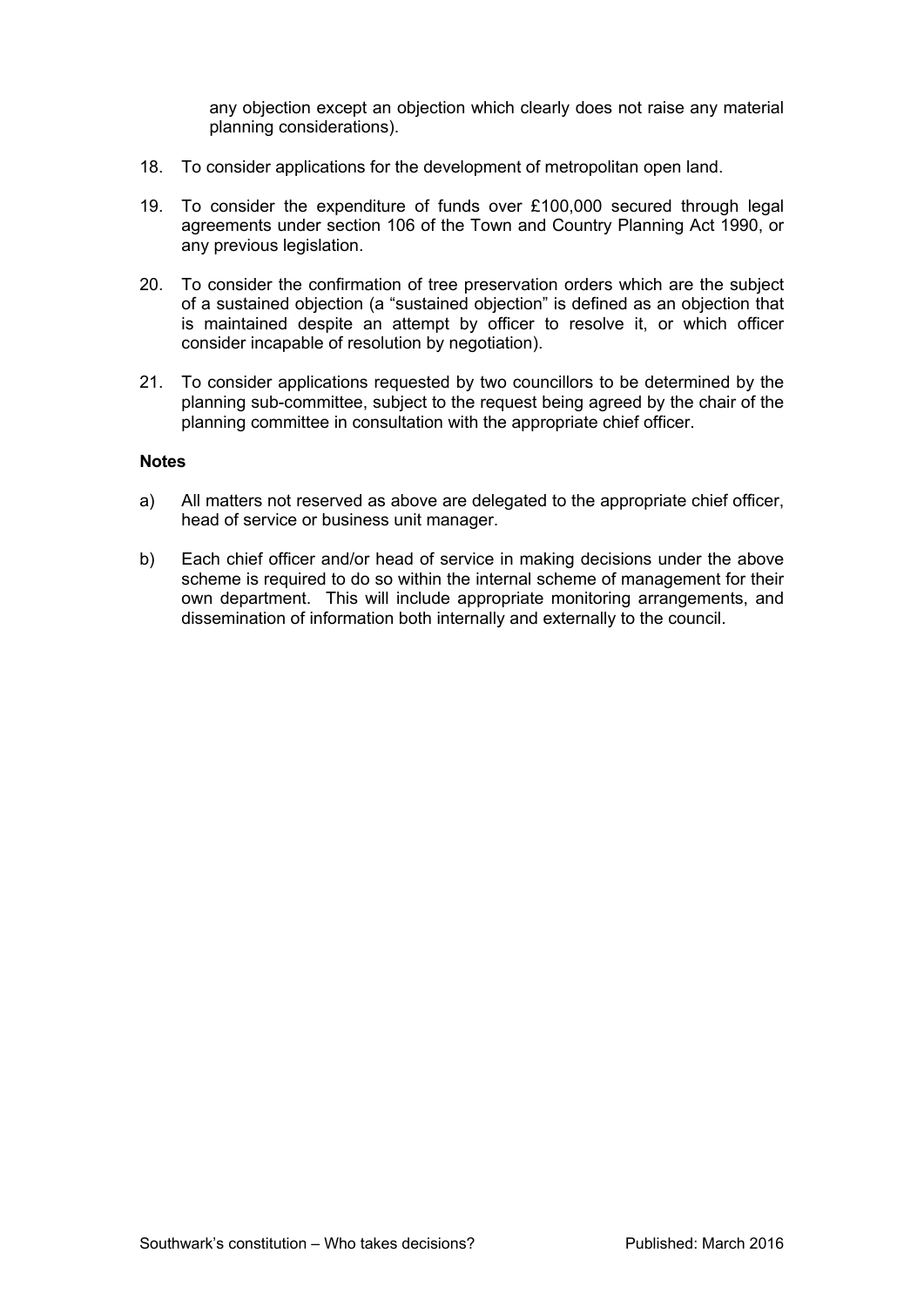any objection except an objection which clearly does not raise any material planning considerations).

18. To consider applications for the development of metropolitan open land.

19. To consider the expenditure of funds over £100,000 secured through legal agreements under section 106 of the Town and Country Planning Act 1990, or any previous legislation.

20. To consider the confirmation of tree preservation orders which are the subject of a sustained objection (a "sustained objection" is defined as an objection that is maintained despite an attempt by officer to resolve it, or which officer consider incapable of resolution by negotiation).

21. To consider applications requested by two councillors to be determined by the planning sub-committee, subject to the request being agreed by the chair of the planning committee in consultation with the appropriate chief officer.

**Notes**

a) All matters not reserved as above are delegated to the appropriate chief officer, head of service or business unit manager.

b) Each chief officer and/or head of service in making decisions under the above scheme is required to do so within the internal scheme of management for their own department. This will include appropriate monitoring arrangements, and dissemination of information both internally and externally to the council.